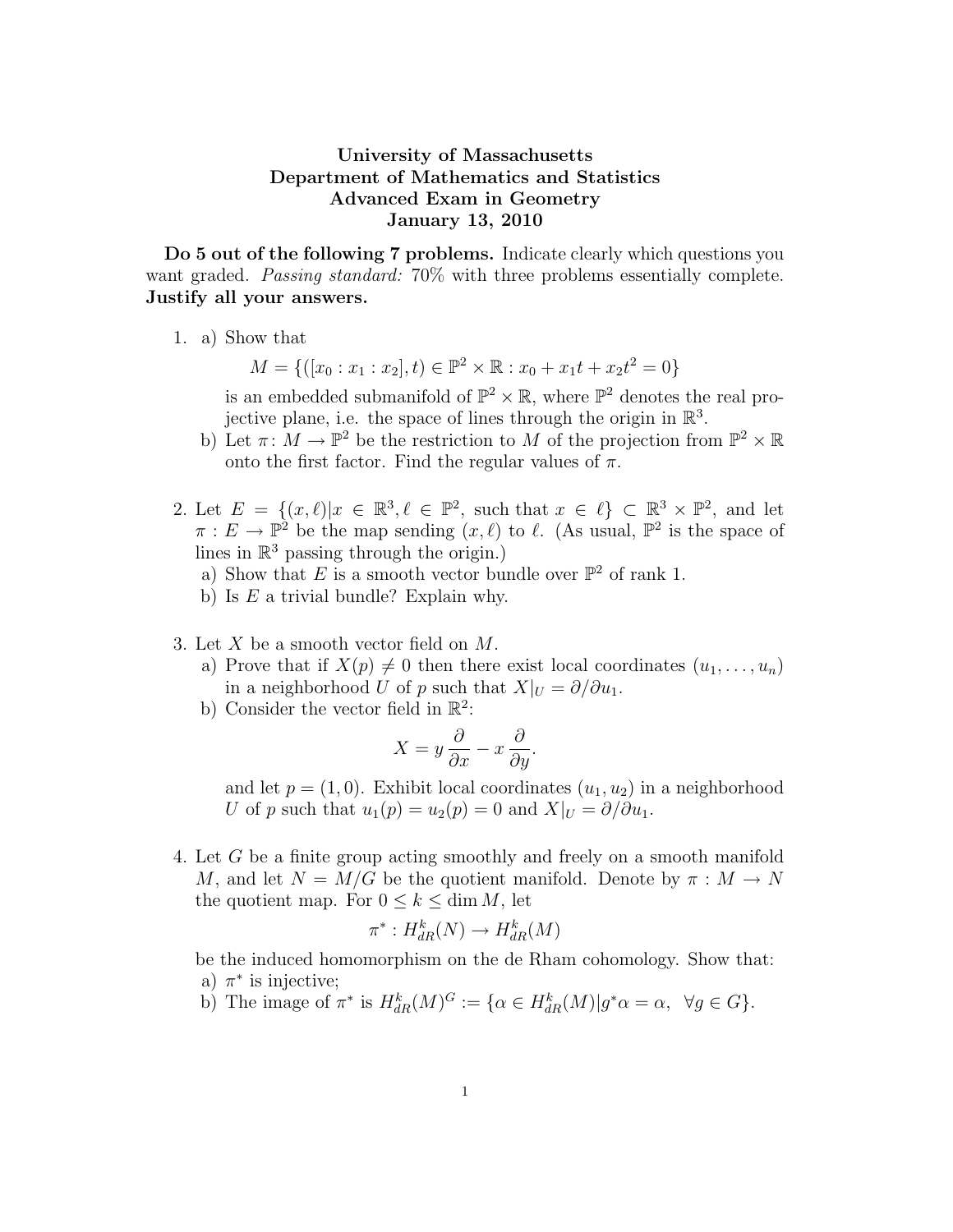**University of Massachusetts**
**Department of Mathematics and Statistics**
**Advanced Exam in Geometry**
**January 13, 2010**

**Do 5 out of the following 7 problems.** Indicate clearly which questions you want graded. *Passing standard:* 70% with three problems essentially complete. **Justify all your answers.**

1. a) Show that
$$M = \{([x_0 : x_1 : x_2], t) \in \mathbb{P}^2 \times \mathbb{R} : x_0 + x_1 t + x_2 t^2 = 0\}$$
is an embedded submanifold of $\mathbb{P}^2 \times \mathbb{R}$, where $\mathbb{P}^2$ denotes the real projective plane, i.e. the space of lines through the origin in $\mathbb{R}^3$.
   b) Let $\pi \colon M \to \mathbb{P}^2$ be the restriction to $M$ of the projection from $\mathbb{P}^2 \times \mathbb{R}$ onto the first factor. Find the regular values of $\pi$.

2. Let $E = \{(x, \ell) | x \in \mathbb{R}^3, \ell \in \mathbb{P}^2$, such that $x \in \ell\} \subset \mathbb{R}^3 \times \mathbb{P}^2$, and let $\pi : E \to \mathbb{P}^2$ be the map sending $(x, \ell)$ to $\ell$. (As usual, $\mathbb{P}^2$ is the space of lines in $\mathbb{R}^3$ passing through the origin.)
   a) Show that $E$ is a smooth vector bundle over $\mathbb{P}^2$ of rank 1.
   b) Is $E$ a trivial bundle? Explain why.

3. Let $X$ be a smooth vector field on $M$.
   a) Prove that if $X(p) \neq 0$ then there exist local coordinates $(u_1, \ldots, u_n)$ in a neighborhood $U$ of $p$ such that $X|_U = \partial/\partial u_1$.
   b) Consider the vector field in $\mathbb{R}^2$:
$$X = y\,\frac{\partial}{\partial x} - x\,\frac{\partial}{\partial y}.$$
   and let $p = (1, 0)$. Exhibit local coordinates $(u_1, u_2)$ in a neighborhood $U$ of $p$ such that $u_1(p) = u_2(p) = 0$ and $X|_U = \partial/\partial u_1$.

4. Let $G$ be a finite group acting smoothly and freely on a smooth manifold $M$, and let $N = M/G$ be the quotient manifold. Denote by $\pi : M \to N$ the quotient map. For $0 \leq k \leq \dim M$, let
$$\pi^* : H^k_{dR}(N) \to H^k_{dR}(M)$$
be the induced homomorphism on the de Rham cohomology. Show that:
   a) $\pi^*$ is injective;
   b) The image of $\pi^*$ is $H^k_{dR}(M)^G := \{\alpha \in H^k_{dR}(M) | g^*\alpha = \alpha, \;\; \forall g \in G\}$.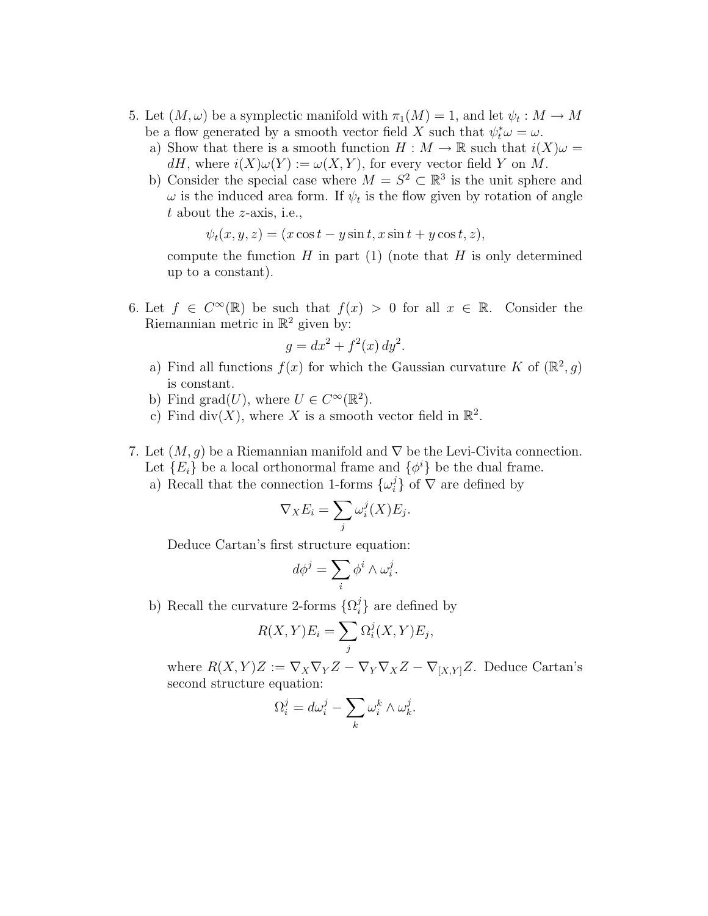5. Let $(M, \omega)$ be a symplectic manifold with $\pi_1(M) = 1$, and let $\psi_t : M \to M$ be a flow generated by a smooth vector field $X$ such that $\psi_t^* \omega = \omega$.
   a) Show that there is a smooth function $H : M \to \mathbb{R}$ such that $i(X)\omega = dH$, where $i(X)\omega(Y) := \omega(X, Y)$, for every vector field $Y$ on $M$.
   b) Consider the special case where $M = S^2 \subset \mathbb{R}^3$ is the unit sphere and $\omega$ is the induced area form. If $\psi_t$ is the flow given by rotation of angle $t$ about the $z$-axis, i.e.,

   $$\psi_t(x, y, z) = (x \cos t - y \sin t, x \sin t + y \cos t, z),$$

   compute the function $H$ in part (1) (note that $H$ is only determined up to a constant).

6. Let $f \in C^\infty(\mathbb{R})$ be such that $f(x) > 0$ for all $x \in \mathbb{R}$. Consider the Riemannian metric in $\mathbb{R}^2$ given by:

   $$g = dx^2 + f^2(x)\, dy^2.$$

   a) Find all functions $f(x)$ for which the Gaussian curvature $K$ of $(\mathbb{R}^2, g)$ is constant.
   b) Find $\text{grad}(U)$, where $U \in C^\infty(\mathbb{R}^2)$.
   c) Find $\text{div}(X)$, where $X$ is a smooth vector field in $\mathbb{R}^2$.

7. Let $(M, g)$ be a Riemannian manifold and $\nabla$ be the Levi-Civita connection. Let $\{E_i\}$ be a local orthonormal frame and $\{\phi^i\}$ be the dual frame.
   a) Recall that the connection 1-forms $\{\omega_i^j\}$ of $\nabla$ are defined by

   $$\nabla_X E_i = \sum_j \omega_i^j(X) E_j.$$

   Deduce Cartan's first structure equation:

   $$d\phi^j = \sum_i \phi^i \wedge \omega_i^j.$$

   b) Recall the curvature 2-forms $\{\Omega_i^j\}$ are defined by

   $$R(X, Y)E_i = \sum_j \Omega_i^j(X, Y) E_j,$$

   where $R(X, Y)Z := \nabla_X \nabla_Y Z - \nabla_Y \nabla_X Z - \nabla_{[X,Y]} Z$. Deduce Cartan's second structure equation:

   $$\Omega_i^j = d\omega_i^j - \sum_k \omega_i^k \wedge \omega_k^j.$$